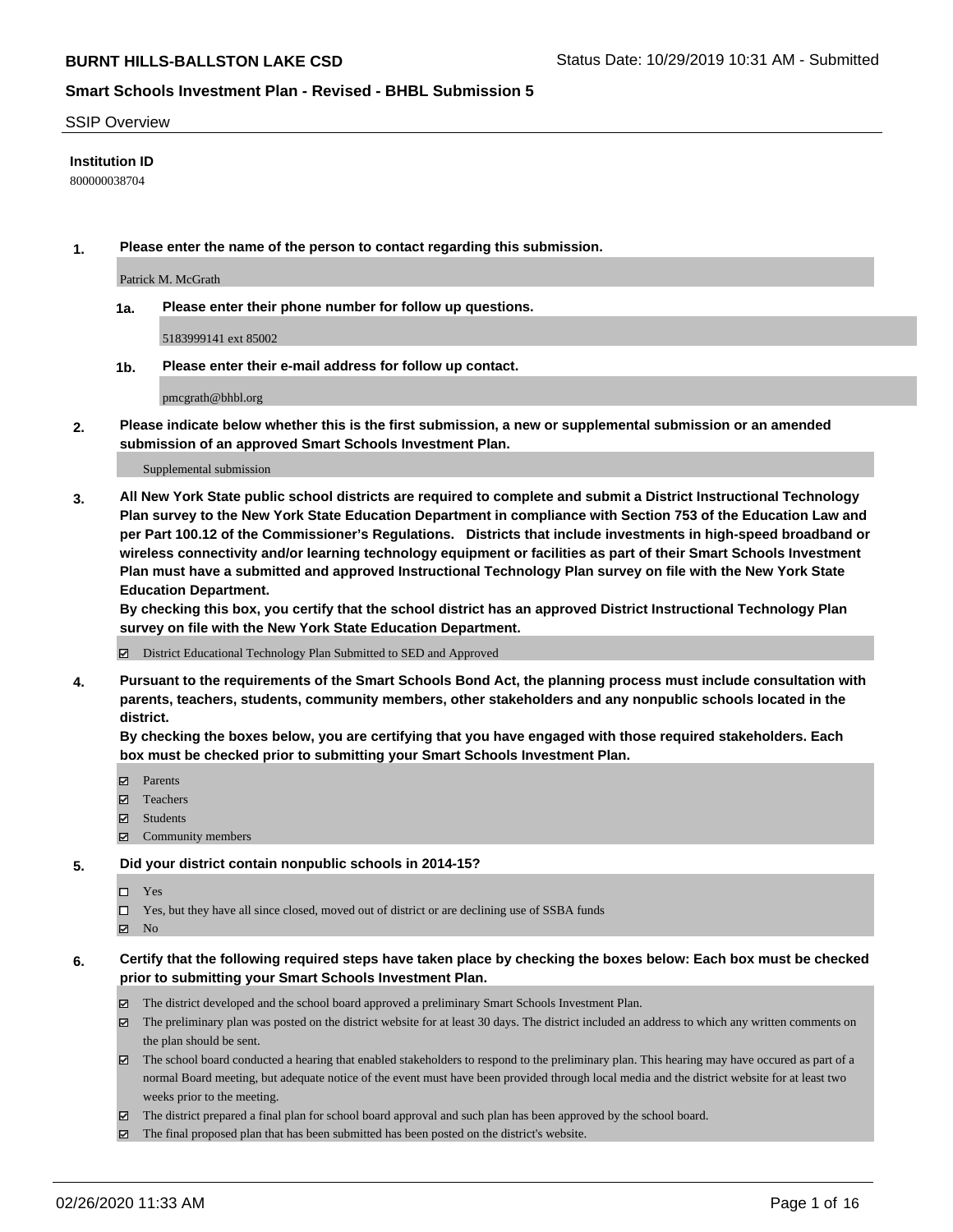**BURNT HILLS-BALLSTON LAKE CSD** Status Date: 10/29/2019 10:31 AM - Submitted

**Smart Schools Investment Plan - Revised - BHBL Submission 5**

SSIP Overview

**Institution ID**

800000038704

**1. Please enter the name of the person to contact regarding this submission.**

Patrick M. McGrath

**1a. Please enter their phone number for follow up questions.**

5183999141 ext 85002

**1b. Please enter their e-mail address for follow up contact.**

pmcgrath@bhbl.org

**2. Please indicate below whether this is the first submission, a new or supplemental submission or an amended submission of an approved Smart Schools Investment Plan.**

Supplemental submission

**3. All New York State public school districts are required to complete and submit a District Instructional Technology Plan survey to the New York State Education Department in compliance with Section 753 of the Education Law and per Part 100.12 of the Commissioner's Regulations. Districts that include investments in high-speed broadband or wireless connectivity and/or learning technology equipment or facilities as part of their Smart Schools Investment Plan must have a submitted and approved Instructional Technology Plan survey on file with the New York State Education Department.**
**By checking this box, you certify that the school district has an approved District Instructional Technology Plan survey on file with the New York State Education Department.**

- ☑ District Educational Technology Plan Submitted to SED and Approved

**4. Pursuant to the requirements of the Smart Schools Bond Act, the planning process must include consultation with parents, teachers, students, community members, other stakeholders and any nonpublic schools located in the district.**
**By checking the boxes below, you are certifying that you have engaged with those required stakeholders. Each box must be checked prior to submitting your Smart Schools Investment Plan.**

- ☑ Parents
- ☑ Teachers
- ☑ Students
- ☑ Community members

**5. Did your district contain nonpublic schools in 2014-15?**

- ☐ Yes
- ☐ Yes, but they have all since closed, moved out of district or are declining use of SSBA funds
- ☑ No

**6. Certify that the following required steps have taken place by checking the boxes below: Each box must be checked prior to submitting your Smart Schools Investment Plan.**

- ☑ The district developed and the school board approved a preliminary Smart Schools Investment Plan.
- ☑ The preliminary plan was posted on the district website for at least 30 days. The district included an address to which any written comments on the plan should be sent.
- ☑ The school board conducted a hearing that enabled stakeholders to respond to the preliminary plan. This hearing may have occured as part of a normal Board meeting, but adequate notice of the event must have been provided through local media and the district website for at least two weeks prior to the meeting.
- ☑ The district prepared a final plan for school board approval and such plan has been approved by the school board.
- ☑ The final proposed plan that has been submitted has been posted on the district's website.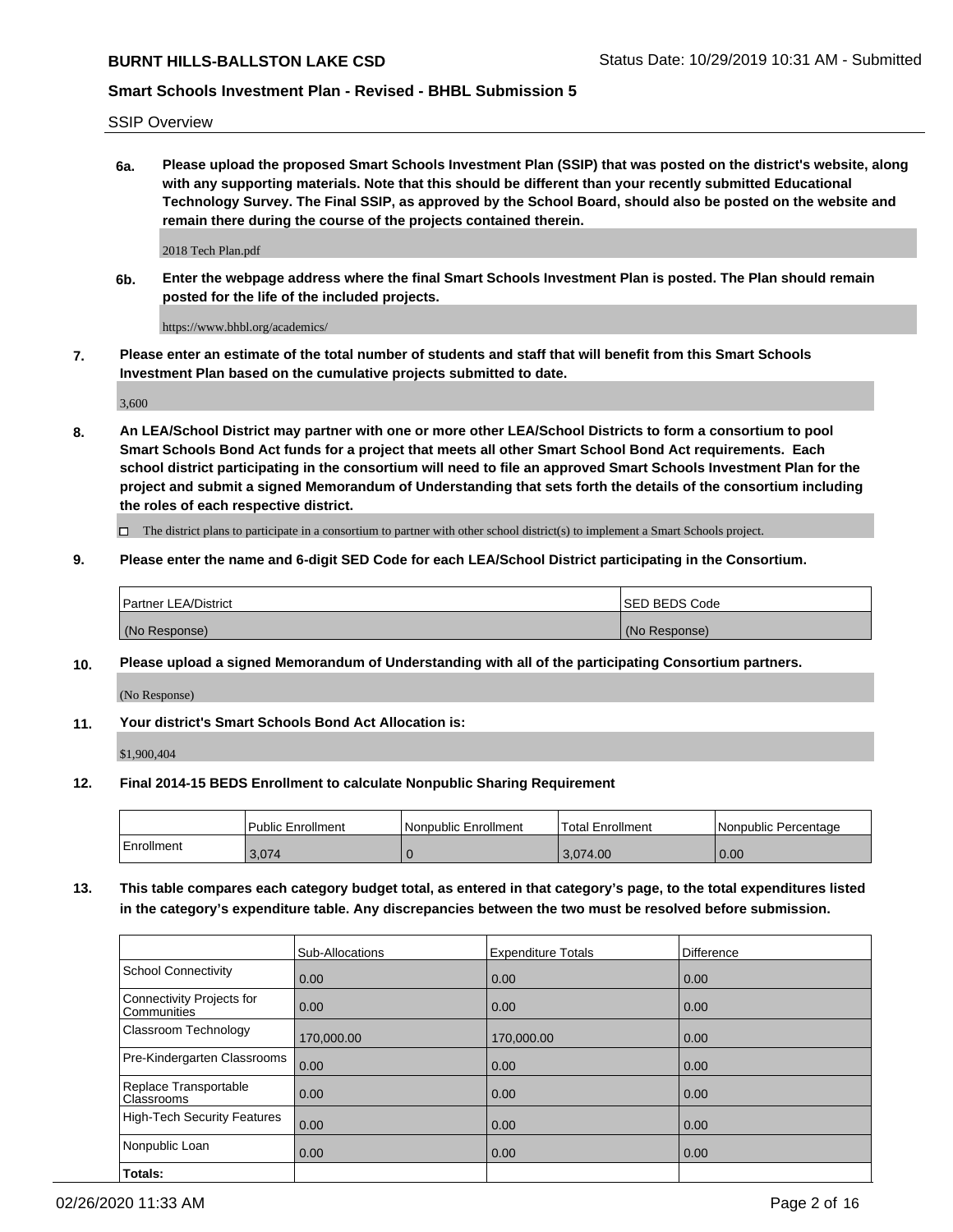SSIP Overview

**6a. Please upload the proposed Smart Schools Investment Plan (SSIP) that was posted on the district's website, along with any supporting materials. Note that this should be different than your recently submitted Educational Technology Survey. The Final SSIP, as approved by the School Board, should also be posted on the website and remain there during the course of the projects contained therein.**

2018 Tech Plan.pdf

**6b. Enter the webpage address where the final Smart Schools Investment Plan is posted. The Plan should remain posted for the life of the included projects.**

https://www.bhbl.org/academics/

**7. Please enter an estimate of the total number of students and staff that will benefit from this Smart Schools Investment Plan based on the cumulative projects submitted to date.**

3,600

**8. An LEA/School District may partner with one or more other LEA/School Districts to form a consortium to pool Smart Schools Bond Act funds for a project that meets all other Smart School Bond Act requirements. Each school district participating in the consortium will need to file an approved Smart Schools Investment Plan for the project and submit a signed Memorandum of Understanding that sets forth the details of the consortium including the roles of each respective district.**

☐ The district plans to participate in a consortium to partner with other school district(s) to implement a Smart Schools project.

**9. Please enter the name and 6-digit SED Code for each LEA/School District participating in the Consortium.**

| Partner LEA/District | SED BEDS Code |
|---|---|
| (No Response) | (No Response) |

**10. Please upload a signed Memorandum of Understanding with all of the participating Consortium partners.**

(No Response)

**11. Your district's Smart Schools Bond Act Allocation is:**

$1,900,404

**12. Final 2014-15 BEDS Enrollment to calculate Nonpublic Sharing Requirement**

| | Public Enrollment | Nonpublic Enrollment | Total Enrollment | Nonpublic Percentage |
|---|---|---|---|---|
| Enrollment | 3,074 | 0 | 3,074.00 | 0.00 |

**13. This table compares each category budget total, as entered in that category's page, to the total expenditures listed in the category's expenditure table. Any discrepancies between the two must be resolved before submission.**

| | Sub-Allocations | Expenditure Totals | Difference |
|---|---|---|---|
| School Connectivity | 0.00 | 0.00 | 0.00 |
| Connectivity Projects for Communities | 0.00 | 0.00 | 0.00 |
| Classroom Technology | 170,000.00 | 170,000.00 | 0.00 |
| Pre-Kindergarten Classrooms | 0.00 | 0.00 | 0.00 |
| Replace Transportable Classrooms | 0.00 | 0.00 | 0.00 |
| High-Tech Security Features | 0.00 | 0.00 | 0.00 |
| Nonpublic Loan | 0.00 | 0.00 | 0.00 |
| **Totals:** | | | |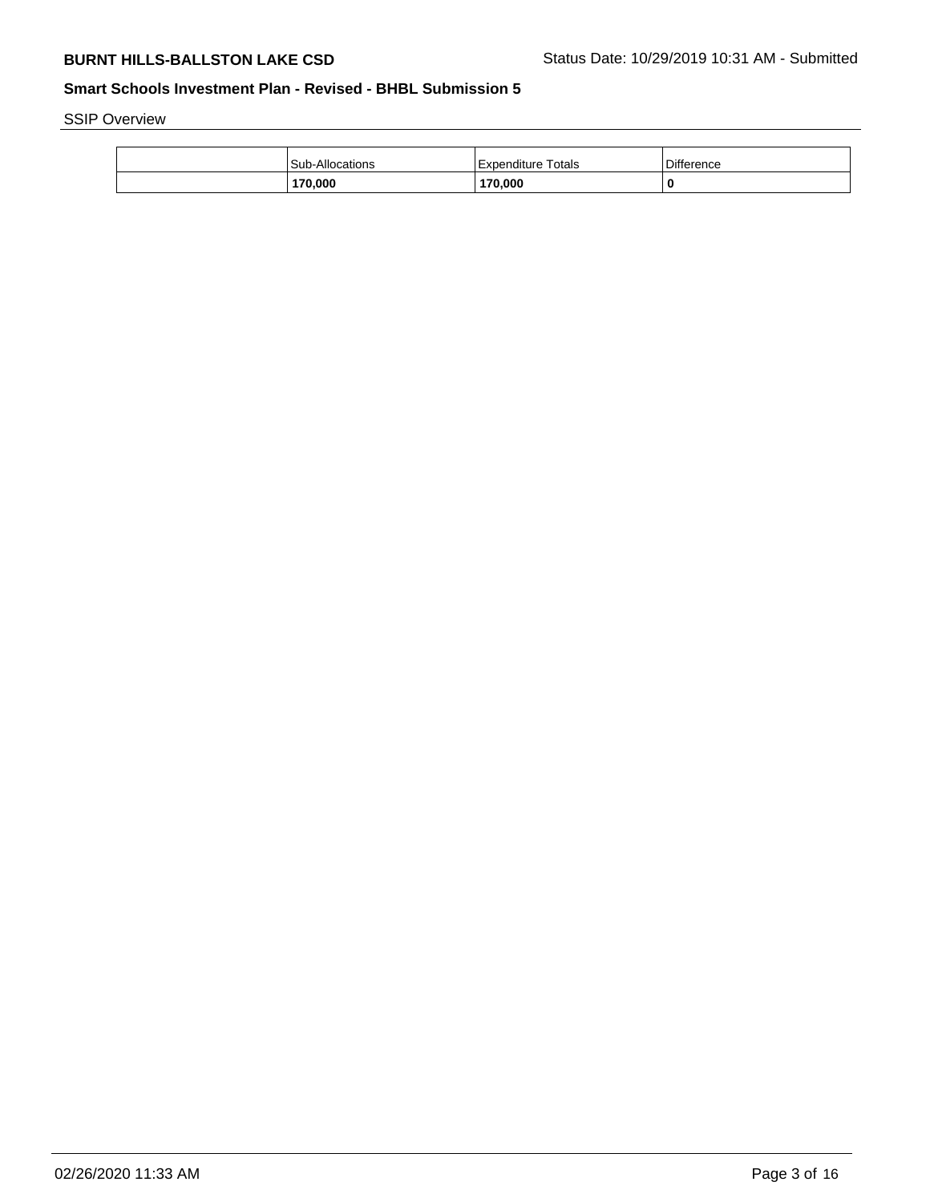SSIP Overview

| | Sub-Allocations | Expenditure Totals | Difference |
|---|---|---|---|
| | **170,000** | **170,000** | **0** |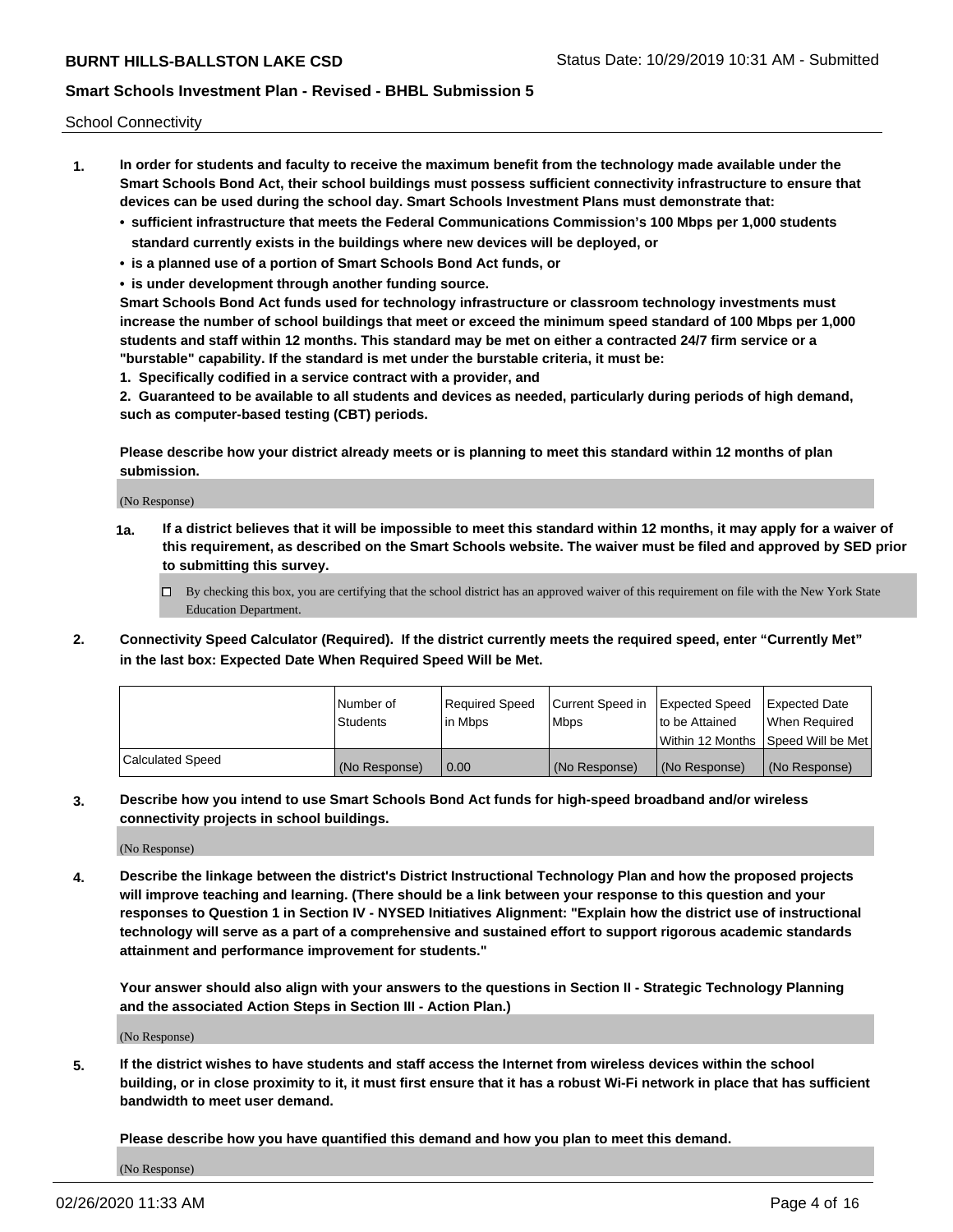School Connectivity

1. **In order for students and faculty to receive the maximum benefit from the technology made available under the Smart Schools Bond Act, their school buildings must possess sufficient connectivity infrastructure to ensure that devices can be used during the school day. Smart Schools Investment Plans must demonstrate that:**
   - **sufficient infrastructure that meets the Federal Communications Commission's 100 Mbps per 1,000 students standard currently exists in the buildings where new devices will be deployed, or**
   - **is a planned use of a portion of Smart Schools Bond Act funds, or**
   - **is under development through another funding source.**

   **Smart Schools Bond Act funds used for technology infrastructure or classroom technology investments must increase the number of school buildings that meet or exceed the minimum speed standard of 100 Mbps per 1,000 students and staff within 12 months. This standard may be met on either a contracted 24/7 firm service or a "burstable" capability. If the standard is met under the burstable criteria, it must be:**

   **1. Specifically codified in a service contract with a provider, and**

   **2. Guaranteed to be available to all students and devices as needed, particularly during periods of high demand, such as computer-based testing (CBT) periods.**

   **Please describe how your district already meets or is planning to meet this standard within 12 months of plan submission.**

   (No Response)

   **1a. If a district believes that it will be impossible to meet this standard within 12 months, it may apply for a waiver of this requirement, as described on the Smart Schools website. The waiver must be filed and approved by SED prior to submitting this survey.**

   ☐ By checking this box, you are certifying that the school district has an approved waiver of this requirement on file with the New York State Education Department.

2. **Connectivity Speed Calculator (Required). If the district currently meets the required speed, enter "Currently Met" in the last box: Expected Date When Required Speed Will be Met.**

| | Number of Students | Required Speed in Mbps | Current Speed in Mbps | Expected Speed to be Attained Within 12 Months | Expected Date When Required Speed Will be Met |
|---|---|---|---|---|---|
| Calculated Speed | (No Response) | 0.00 | (No Response) | (No Response) | (No Response) |

3. **Describe how you intend to use Smart Schools Bond Act funds for high-speed broadband and/or wireless connectivity projects in school buildings.**

   (No Response)

4. **Describe the linkage between the district's District Instructional Technology Plan and how the proposed projects will improve teaching and learning. (There should be a link between your response to this question and your responses to Question 1 in Section IV - NYSED Initiatives Alignment: "Explain how the district use of instructional technology will serve as a part of a comprehensive and sustained effort to support rigorous academic standards attainment and performance improvement for students."**

   **Your answer should also align with your answers to the questions in Section II - Strategic Technology Planning and the associated Action Steps in Section III - Action Plan.)**

   (No Response)

5. **If the district wishes to have students and staff access the Internet from wireless devices within the school building, or in close proximity to it, it must first ensure that it has a robust Wi-Fi network in place that has sufficient bandwidth to meet user demand.**

   **Please describe how you have quantified this demand and how you plan to meet this demand.**

   (No Response)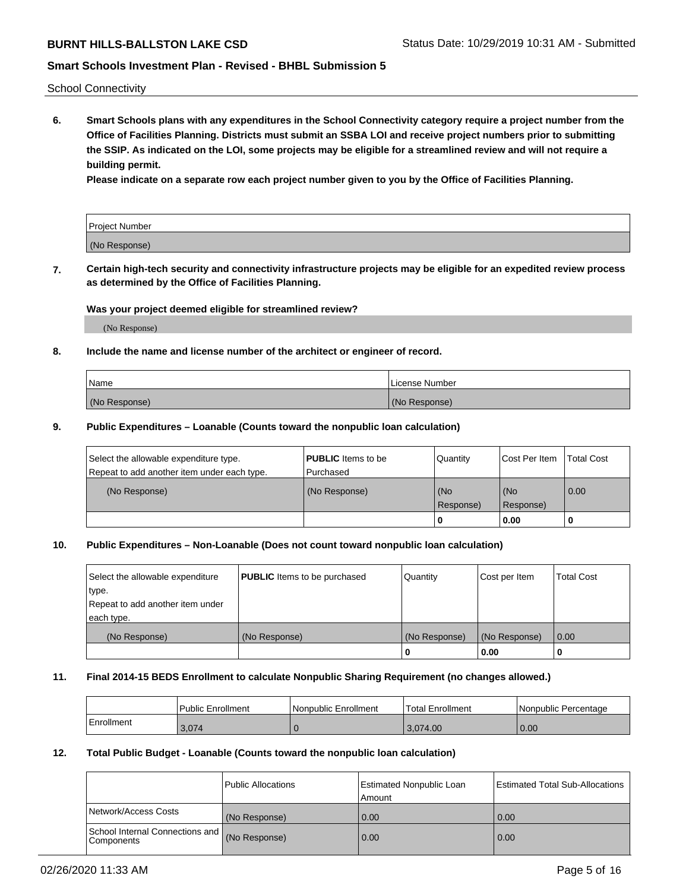School Connectivity

**6. Smart Schools plans with any expenditures in the School Connectivity category require a project number from the Office of Facilities Planning. Districts must submit an SSBA LOI and receive project numbers prior to submitting the SSIP. As indicated on the LOI, some projects may be eligible for a streamlined review and will not require a building permit.**

**Please indicate on a separate row each project number given to you by the Office of Facilities Planning.**

| Project Number |
|---|
| (No Response) |

**7. Certain high-tech security and connectivity infrastructure projects may be eligible for an expedited review process as determined by the Office of Facilities Planning.**

**Was your project deemed eligible for streamlined review?**

(No Response)

**8. Include the name and license number of the architect or engineer of record.**

| Name | License Number |
|---|---|
| (No Response) | (No Response) |

**9. Public Expenditures – Loanable (Counts toward the nonpublic loan calculation)**

| Select the allowable expenditure type. Repeat to add another item under each type. | **PUBLIC** Items to be Purchased | Quantity | Cost Per Item | Total Cost |
|---|---|---|---|---|
| (No Response) | (No Response) | (No Response) | (No Response) | 0.00 |
| | | 0 | 0.00 | 0 |

**10. Public Expenditures – Non-Loanable (Does not count toward nonpublic loan calculation)**

| Select the allowable expenditure type. Repeat to add another item under each type. | **PUBLIC** Items to be purchased | Quantity | Cost per Item | Total Cost |
|---|---|---|---|---|
| (No Response) | (No Response) | (No Response) | (No Response) | 0.00 |
| | | 0 | 0.00 | 0 |

**11. Final 2014-15 BEDS Enrollment to calculate Nonpublic Sharing Requirement (no changes allowed.)**

| | Public Enrollment | Nonpublic Enrollment | Total Enrollment | Nonpublic Percentage |
|---|---|---|---|---|
| Enrollment | 3,074 | 0 | 3,074.00 | 0.00 |

**12. Total Public Budget - Loanable (Counts toward the nonpublic loan calculation)**

| | Public Allocations | Estimated Nonpublic Loan Amount | Estimated Total Sub-Allocations |
|---|---|---|---|
| Network/Access Costs | (No Response) | 0.00 | 0.00 |
| School Internal Connections and Components | (No Response) | 0.00 | 0.00 |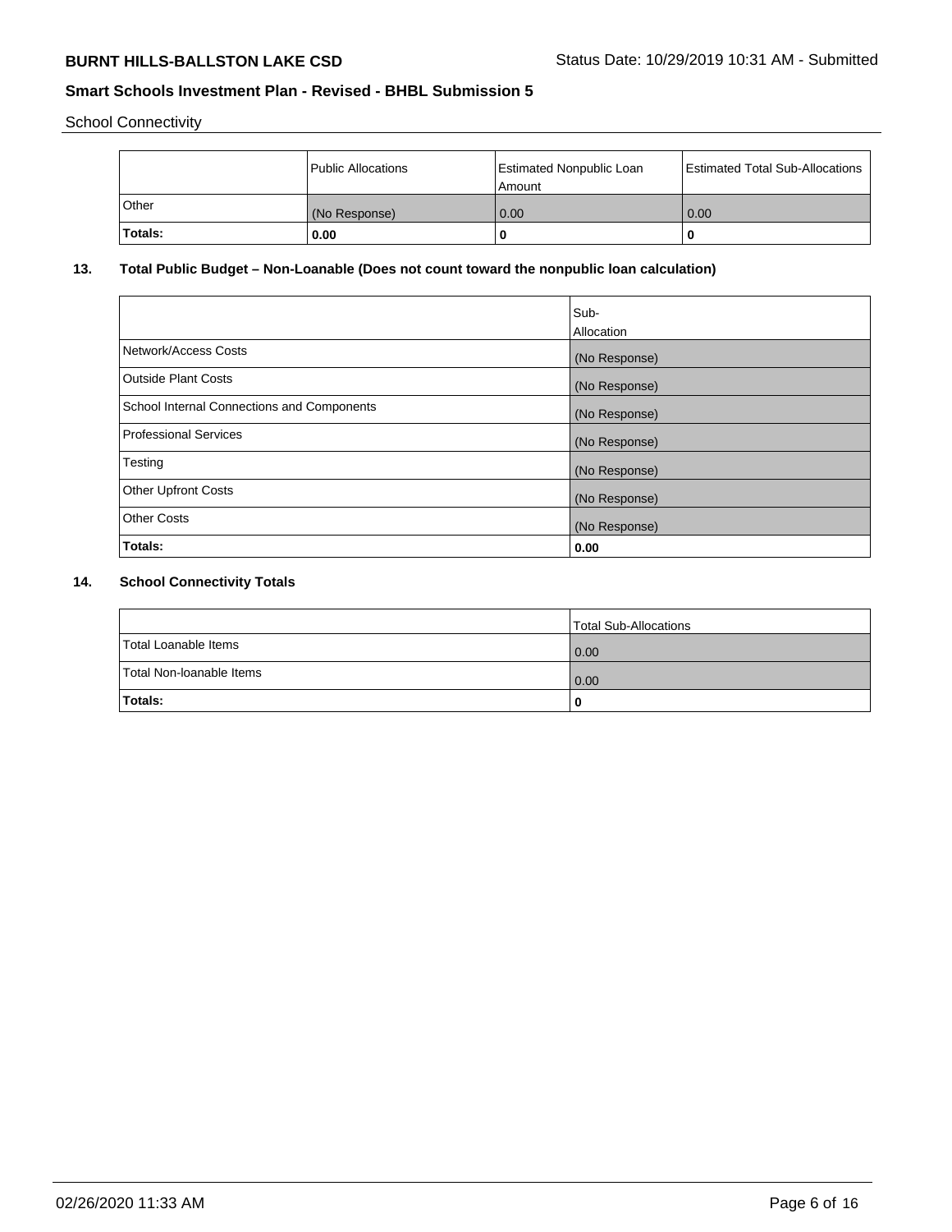School Connectivity

| | Public Allocations | Estimated Nonpublic Loan Amount | Estimated Total Sub-Allocations |
|---|---|---|---|
| Other | (No Response) | 0.00 | 0.00 |
| **Totals:** | **0.00** | **0** | **0** |

## 13. Total Public Budget – Non-Loanable (Does not count toward the nonpublic loan calculation)

| | Sub-Allocation |
|---|---|
| Network/Access Costs | (No Response) |
| Outside Plant Costs | (No Response) |
| School Internal Connections and Components | (No Response) |
| Professional Services | (No Response) |
| Testing | (No Response) |
| Other Upfront Costs | (No Response) |
| Other Costs | (No Response) |
| **Totals:** | **0.00** |

## 14. School Connectivity Totals

| | Total Sub-Allocations |
|---|---|
| Total Loanable Items | 0.00 |
| Total Non-loanable Items | 0.00 |
| **Totals:** | **0** |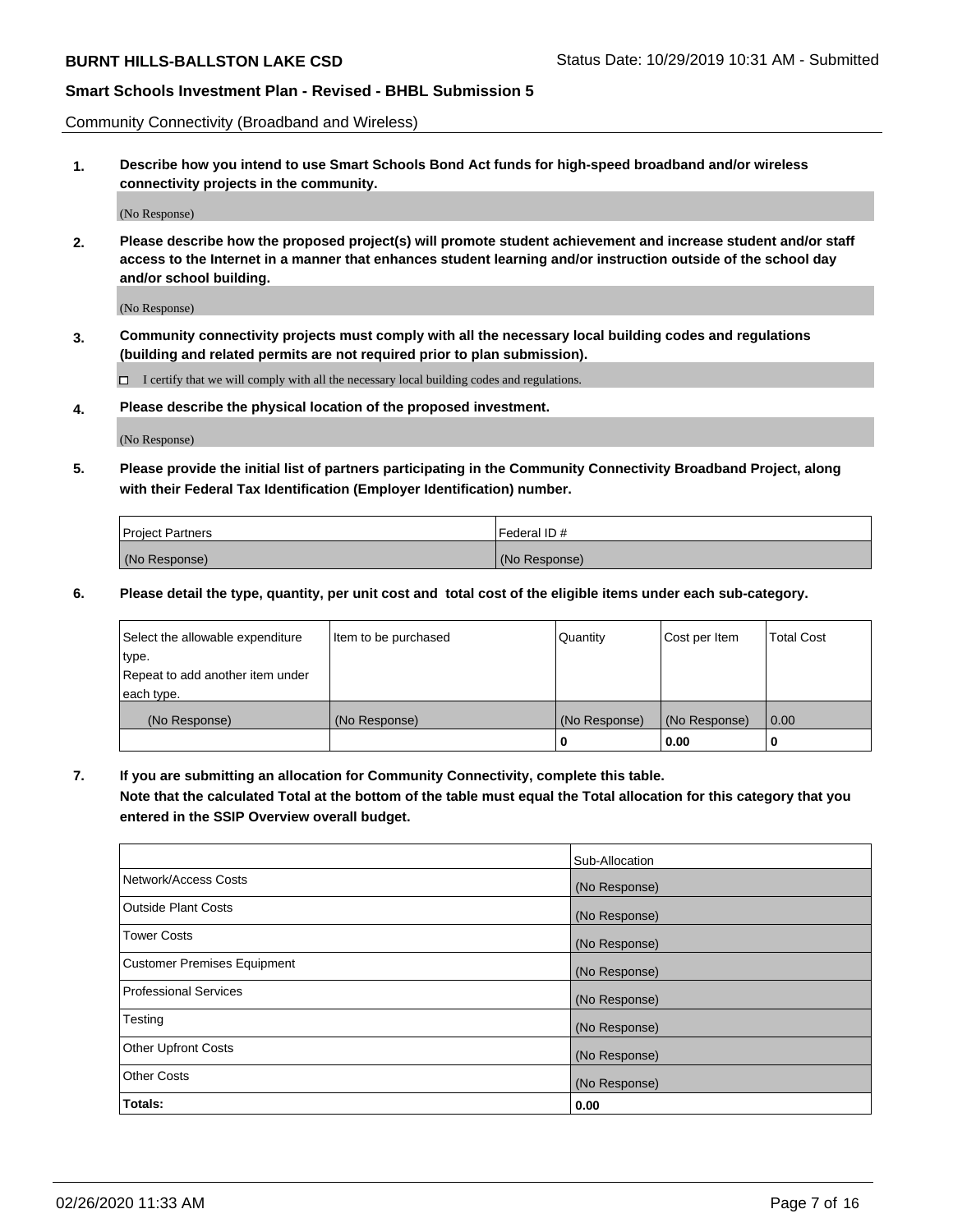Community Connectivity (Broadband and Wireless)

**1. Describe how you intend to use Smart Schools Bond Act funds for high-speed broadband and/or wireless connectivity projects in the community.**

(No Response)

**2. Please describe how the proposed project(s) will promote student achievement and increase student and/or staff access to the Internet in a manner that enhances student learning and/or instruction outside of the school day and/or school building.**

(No Response)

**3. Community connectivity projects must comply with all the necessary local building codes and regulations (building and related permits are not required prior to plan submission).**

☐ I certify that we will comply with all the necessary local building codes and regulations.

**4. Please describe the physical location of the proposed investment.**

(No Response)

**5. Please provide the initial list of partners participating in the Community Connectivity Broadband Project, along with their Federal Tax Identification (Employer Identification) number.**

| Project Partners | Federal ID # |
|---|---|
| (No Response) | (No Response) |

**6. Please detail the type, quantity, per unit cost and total cost of the eligible items under each sub-category.**

| Select the allowable expenditure type. Repeat to add another item under each type. | Item to be purchased | Quantity | Cost per Item | Total Cost |
|---|---|---|---|---|
| (No Response) | (No Response) | (No Response) | (No Response) | 0.00 |
| | | **0** | **0.00** | **0** |

**7. If you are submitting an allocation for Community Connectivity, complete this table. Note that the calculated Total at the bottom of the table must equal the Total allocation for this category that you entered in the SSIP Overview overall budget.**

| | Sub-Allocation |
|---|---|
| Network/Access Costs | (No Response) |
| Outside Plant Costs | (No Response) |
| Tower Costs | (No Response) |
| Customer Premises Equipment | (No Response) |
| Professional Services | (No Response) |
| Testing | (No Response) |
| Other Upfront Costs | (No Response) |
| Other Costs | (No Response) |
| **Totals:** | **0.00** |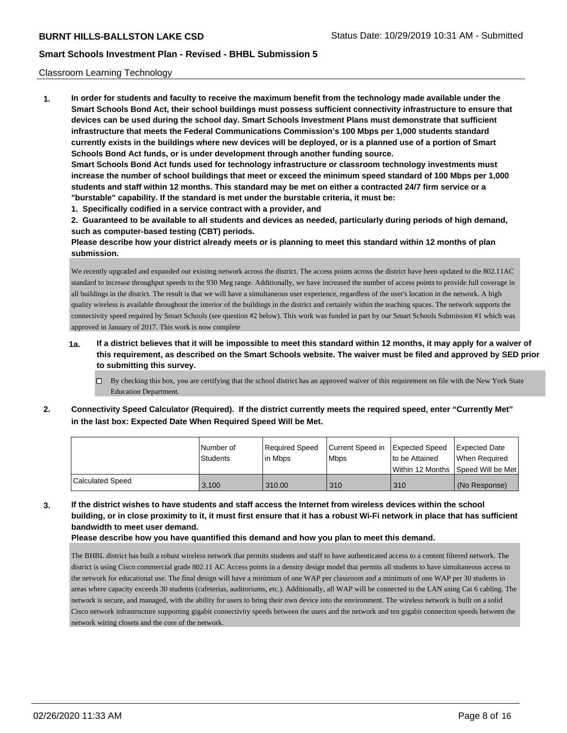Classroom Learning Technology

**1. In order for students and faculty to receive the maximum benefit from the technology made available under the Smart Schools Bond Act, their school buildings must possess sufficient connectivity infrastructure to ensure that devices can be used during the school day. Smart Schools Investment Plans must demonstrate that sufficient infrastructure that meets the Federal Communications Commission's 100 Mbps per 1,000 students standard currently exists in the buildings where new devices will be deployed, or is a planned use of a portion of Smart Schools Bond Act funds, or is under development through another funding source.**

**Smart Schools Bond Act funds used for technology infrastructure or classroom technology investments must increase the number of school buildings that meet or exceed the minimum speed standard of 100 Mbps per 1,000 students and staff within 12 months. This standard may be met on either a contracted 24/7 firm service or a "burstable" capability. If the standard is met under the burstable criteria, it must be:**

**1. Specifically codified in a service contract with a provider, and**

**2. Guaranteed to be available to all students and devices as needed, particularly during periods of high demand, such as computer-based testing (CBT) periods.**

**Please describe how your district already meets or is planning to meet this standard within 12 months of plan submission.**

We recently upgraded and expanded our existing network across the district. The access points across the district have been updated to the 802.11AC standard to increase throughput speeds to the 930 Meg range. Additionally, we have increased the number of access points to provide full coverage in all buildings in the district. The result is that we will have a simultaneous user experience, regardless of the user's location in the network. A high quality wireless is available throughout the interior of the buildings in the district and certainly within the teaching spaces. The network supports the connectivity speed required by Smart Schools (see question #2 below). This work was funded in part by our Smart Schools Submission #1 which was approved in January of 2017. This work is now complete

**1a. If a district believes that it will be impossible to meet this standard within 12 months, it may apply for a waiver of this requirement, as described on the Smart Schools website. The waiver must be filed and approved by SED prior to submitting this survey.**

☐ By checking this box, you are certifying that the school district has an approved waiver of this requirement on file with the New York State Education Department.

**2. Connectivity Speed Calculator (Required). If the district currently meets the required speed, enter "Currently Met" in the last box: Expected Date When Required Speed Will be Met.**

| | Number of Students | Required Speed in Mbps | Current Speed in Mbps | Expected Speed to be Attained Within 12 Months | Expected Date When Required Speed Will be Met |
|---|---|---|---|---|---|
| Calculated Speed | 3,100 | 310.00 | 310 | 310 | (No Response) |

**3. If the district wishes to have students and staff access the Internet from wireless devices within the school building, or in close proximity to it, it must first ensure that it has a robust Wi-Fi network in place that has sufficient bandwidth to meet user demand.**

**Please describe how you have quantified this demand and how you plan to meet this demand.**

The BHBL district has built a robust wireless network that permits students and staff to have authenticated access to a content filtered network. The district is using Cisco commercial grade 802.11 AC Access points in a density design model that permits all students to have simultaneous access to the network for educational use. The final design will have a minimum of one WAP per classroom and a minimum of one WAP per 30 students in areas where capacity exceeds 30 students (cafeterias, auditoriums, etc.). Additionally, all WAP will be connected to the LAN using Cat 6 cabling. The network is secure, and managed, with the ability for users to bring their own device into the environment. The wireless network is built on a solid Cisco network infrastructure supporting gigabit connectivity speeds between the users and the network and ten gigabit connection speeds between the network wiring closets and the core of the network.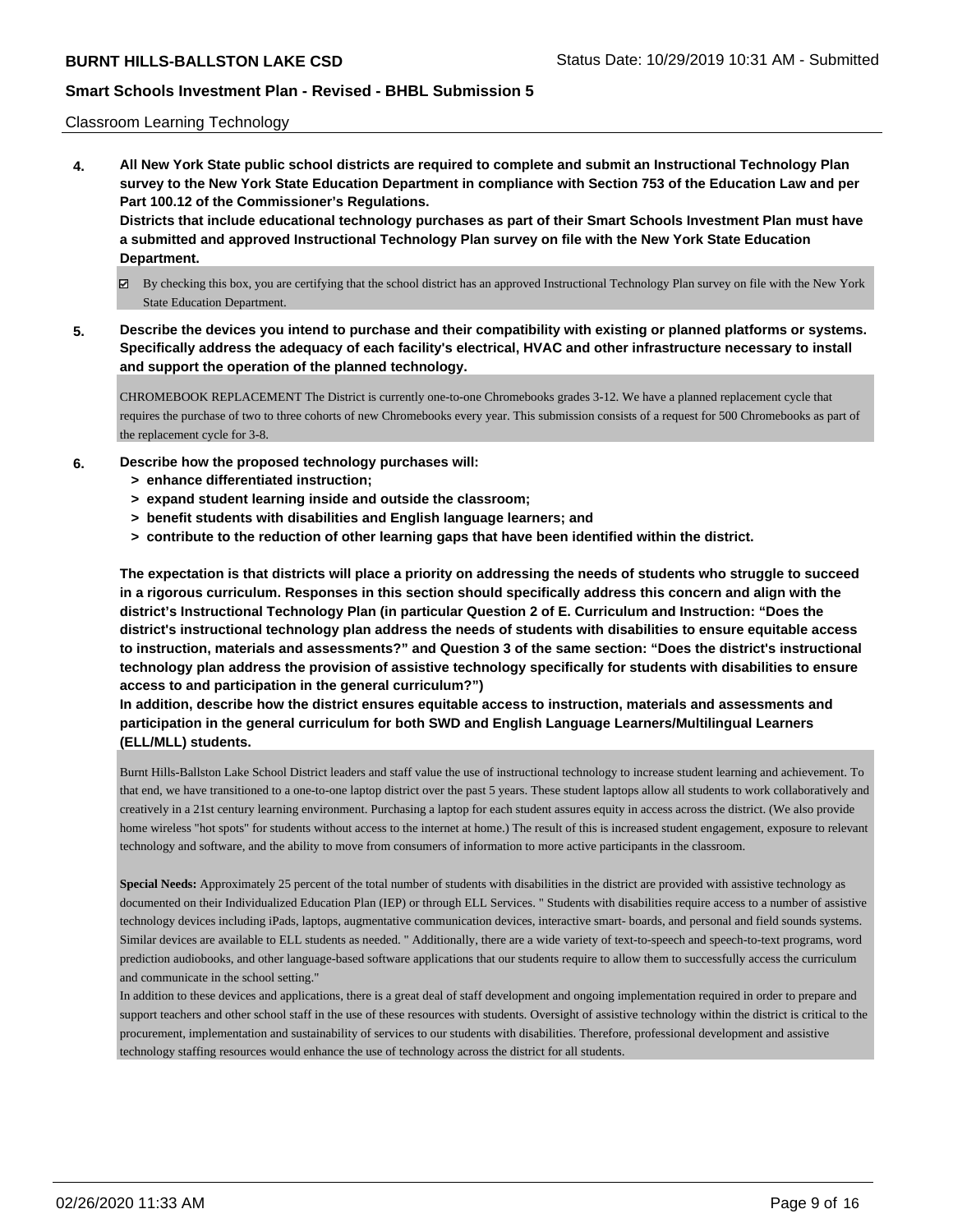Classroom Learning Technology

**4. All New York State public school districts are required to complete and submit an Instructional Technology Plan survey to the New York State Education Department in compliance with Section 753 of the Education Law and per Part 100.12 of the Commissioner's Regulations.**

**Districts that include educational technology purchases as part of their Smart Schools Investment Plan must have a submitted and approved Instructional Technology Plan survey on file with the New York State Education Department.**

- ☑ By checking this box, you are certifying that the school district has an approved Instructional Technology Plan survey on file with the New York State Education Department.

**5. Describe the devices you intend to purchase and their compatibility with existing or planned platforms or systems. Specifically address the adequacy of each facility's electrical, HVAC and other infrastructure necessary to install and support the operation of the planned technology.**

CHROMEBOOK REPLACEMENT The District is currently one-to-one Chromebooks grades 3-12. We have a planned replacement cycle that requires the purchase of two to three cohorts of new Chromebooks every year. This submission consists of a request for 500 Chromebooks as part of the replacement cycle for 3-8.

**6. Describe how the proposed technology purchases will:**
- **> enhance differentiated instruction;**
- **> expand student learning inside and outside the classroom;**
- **> benefit students with disabilities and English language learners; and**
- **> contribute to the reduction of other learning gaps that have been identified within the district.**

**The expectation is that districts will place a priority on addressing the needs of students who struggle to succeed in a rigorous curriculum. Responses in this section should specifically address this concern and align with the district's Instructional Technology Plan (in particular Question 2 of E. Curriculum and Instruction: "Does the district's instructional technology plan address the needs of students with disabilities to ensure equitable access to instruction, materials and assessments?" and Question 3 of the same section: "Does the district's instructional technology plan address the provision of assistive technology specifically for students with disabilities to ensure access to and participation in the general curriculum?")**

**In addition, describe how the district ensures equitable access to instruction, materials and assessments and participation in the general curriculum for both SWD and English Language Learners/Multilingual Learners (ELL/MLL) students.**

Burnt Hills-Ballston Lake School District leaders and staff value the use of instructional technology to increase student learning and achievement. To that end, we have transitioned to a one-to-one laptop district over the past 5 years. These student laptops allow all students to work collaboratively and creatively in a 21st century learning environment. Purchasing a laptop for each student assures equity in access across the district. (We also provide home wireless "hot spots" for students without access to the internet at home.) The result of this is increased student engagement, exposure to relevant technology and software, and the ability to move from consumers of information to more active participants in the classroom.

**Special Needs:** Approximately 25 percent of the total number of students with disabilities in the district are provided with assistive technology as documented on their Individualized Education Plan (IEP) or through ELL Services. " Students with disabilities require access to a number of assistive technology devices including iPads, laptops, augmentative communication devices, interactive smart- boards, and personal and field sounds systems. Similar devices are available to ELL students as needed. " Additionally, there are a wide variety of text-to-speech and speech-to-text programs, word prediction audiobooks, and other language-based software applications that our students require to allow them to successfully access the curriculum and communicate in the school setting."

In addition to these devices and applications, there is a great deal of staff development and ongoing implementation required in order to prepare and support teachers and other school staff in the use of these resources with students. Oversight of assistive technology within the district is critical to the procurement, implementation and sustainability of services to our students with disabilities. Therefore, professional development and assistive technology staffing resources would enhance the use of technology across the district for all students.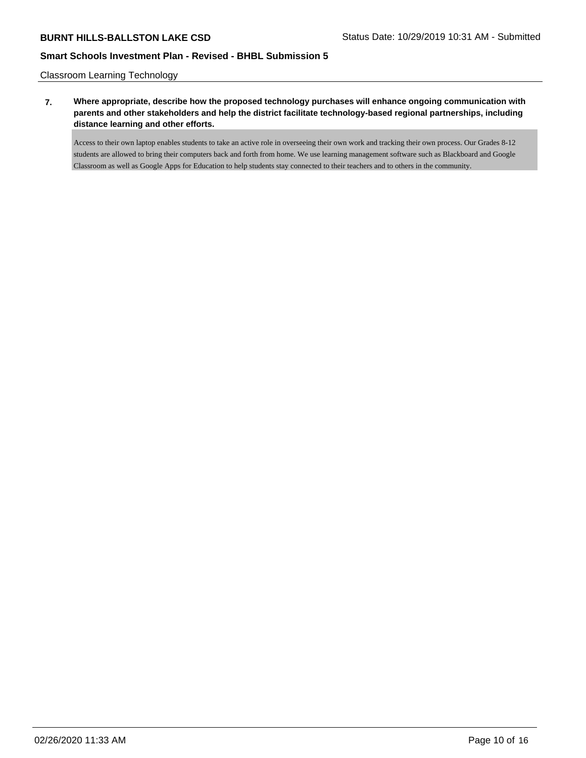Classroom Learning Technology

**7. Where appropriate, describe how the proposed technology purchases will enhance ongoing communication with parents and other stakeholders and help the district facilitate technology-based regional partnerships, including distance learning and other efforts.**

Access to their own laptop enables students to take an active role in overseeing their own work and tracking their own process. Our Grades 8-12 students are allowed to bring their computers back and forth from home. We use learning management software such as Blackboard and Google Classroom as well as Google Apps for Education to help students stay connected to their teachers and to others in the community.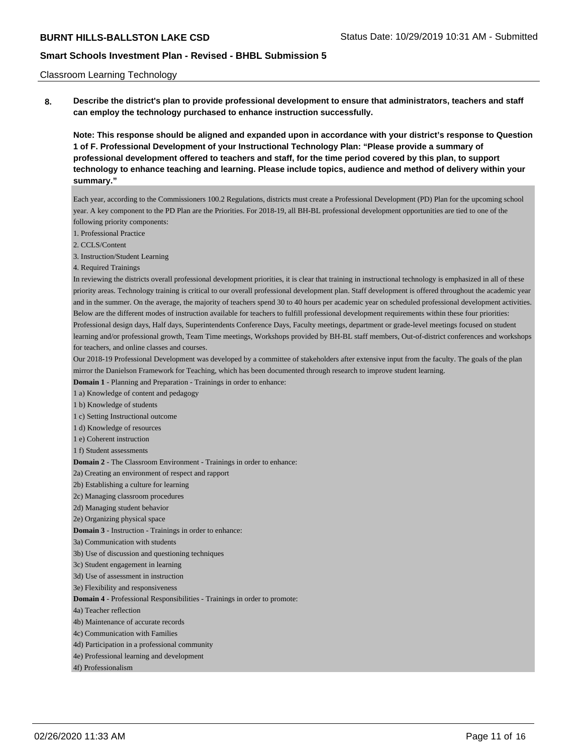Classroom Learning Technology

**8. Describe the district's plan to provide professional development to ensure that administrators, teachers and staff can employ the technology purchased to enhance instruction successfully.**

**Note: This response should be aligned and expanded upon in accordance with your district's response to Question 1 of F. Professional Development of your Instructional Technology Plan: "Please provide a summary of professional development offered to teachers and staff, for the time period covered by this plan, to support technology to enhance teaching and learning. Please include topics, audience and method of delivery within your summary."**

Each year, according to the Commissioners 100.2 Regulations, districts must create a Professional Development (PD) Plan for the upcoming school year. A key component to the PD Plan are the Priorities. For 2018-19, all BH-BL professional development opportunities are tied to one of the following priority components:

1. Professional Practice
2. CCLS/Content
3. Instruction/Student Learning
4. Required Trainings

In reviewing the districts overall professional development priorities, it is clear that training in instructional technology is emphasized in all of these priority areas. Technology training is critical to our overall professional development plan. Staff development is offered throughout the academic year and in the summer. On the average, the majority of teachers spend 30 to 40 hours per academic year on scheduled professional development activities. Below are the different modes of instruction available for teachers to fulfill professional development requirements within these four priorities: Professional design days, Half days, Superintendents Conference Days, Faculty meetings, department or grade-level meetings focused on student learning and/or professional growth, Team Time meetings, Workshops provided by BH-BL staff members, Out-of-district conferences and workshops for teachers, and online classes and courses.

Our 2018-19 Professional Development was developed by a committee of stakeholders after extensive input from the faculty. The goals of the plan mirror the Danielson Framework for Teaching, which has been documented through research to improve student learning.

**Domain 1** - Planning and Preparation - Trainings in order to enhance:

1 a) Knowledge of content and pedagogy
1 b) Knowledge of students
1 c) Setting Instructional outcome
1 d) Knowledge of resources
1 e) Coherent instruction
1 f) Student assessments

**Domain 2** - The Classroom Environment - Trainings in order to enhance:

2a) Creating an environment of respect and rapport
2b) Establishing a culture for learning
2c) Managing classroom procedures
2d) Managing student behavior
2e) Organizing physical space

**Domain 3** - Instruction - Trainings in order to enhance:

3a) Communication with students
3b) Use of discussion and questioning techniques
3c) Student engagement in learning
3d) Use of assessment in instruction
3e) Flexibility and responsiveness

**Domain 4** - Professional Responsibilities - Trainings in order to promote:

4a) Teacher reflection
4b) Maintenance of accurate records
4c) Communication with Families
4d) Participation in a professional community
4e) Professional learning and development
4f) Professionalism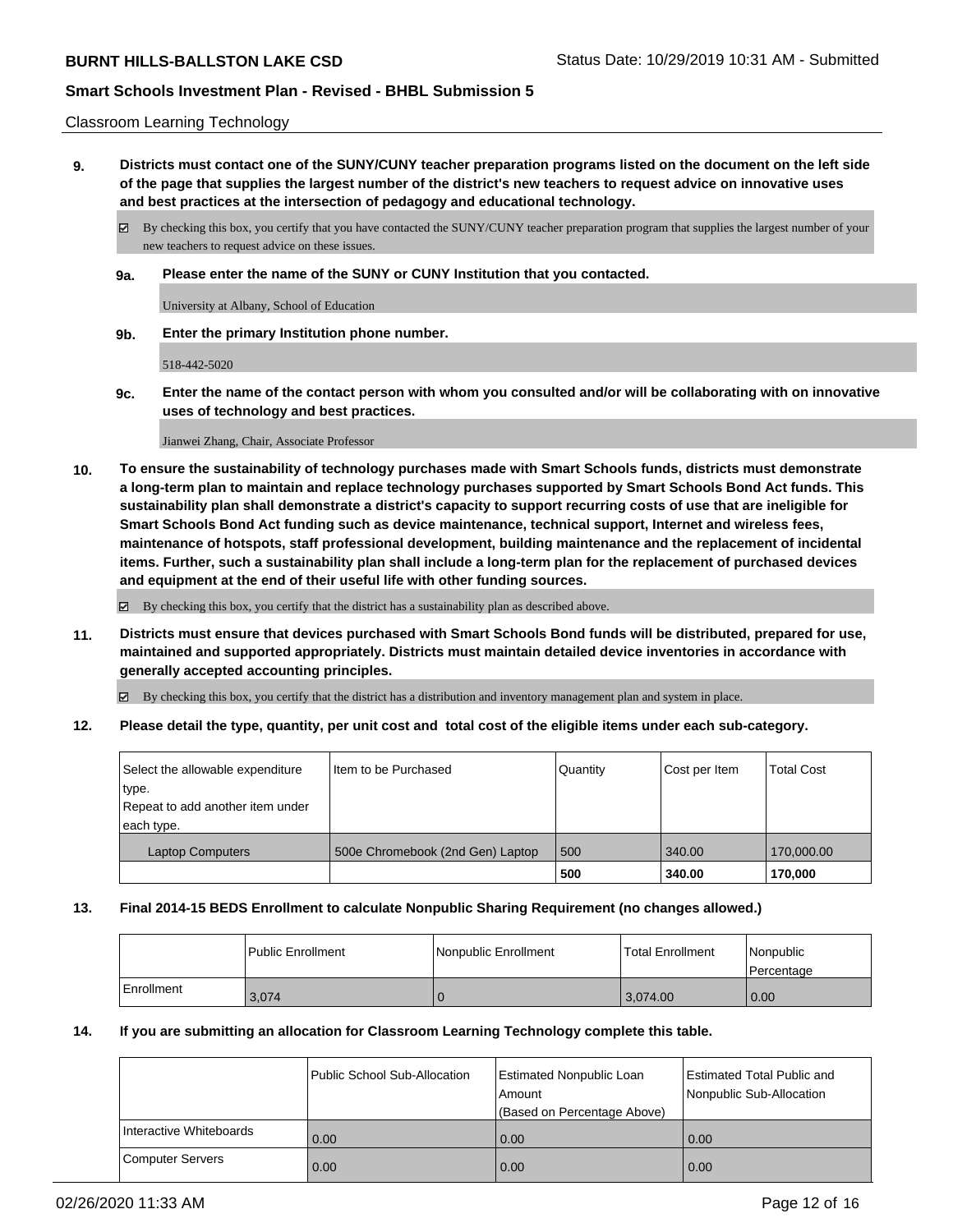Classroom Learning Technology

**9. Districts must contact one of the SUNY/CUNY teacher preparation programs listed on the document on the left side of the page that supplies the largest number of the district's new teachers to request advice on innovative uses and best practices at the intersection of pedagogy and educational technology.**

☑ By checking this box, you certify that you have contacted the SUNY/CUNY teacher preparation program that supplies the largest number of your new teachers to request advice on these issues.

**9a. Please enter the name of the SUNY or CUNY Institution that you contacted.**

University at Albany, School of Education

**9b. Enter the primary Institution phone number.**

518-442-5020

**9c. Enter the name of the contact person with whom you consulted and/or will be collaborating with on innovative uses of technology and best practices.**

Jianwei Zhang, Chair, Associate Professor

**10. To ensure the sustainability of technology purchases made with Smart Schools funds, districts must demonstrate a long-term plan to maintain and replace technology purchases supported by Smart Schools Bond Act funds. This sustainability plan shall demonstrate a district's capacity to support recurring costs of use that are ineligible for Smart Schools Bond Act funding such as device maintenance, technical support, Internet and wireless fees, maintenance of hotspots, staff professional development, building maintenance and the replacement of incidental items. Further, such a sustainability plan shall include a long-term plan for the replacement of purchased devices and equipment at the end of their useful life with other funding sources.**

☑ By checking this box, you certify that the district has a sustainability plan as described above.

**11. Districts must ensure that devices purchased with Smart Schools Bond funds will be distributed, prepared for use, maintained and supported appropriately. Districts must maintain detailed device inventories in accordance with generally accepted accounting principles.**

☑ By checking this box, you certify that the district has a distribution and inventory management plan and system in place.

**12. Please detail the type, quantity, per unit cost and total cost of the eligible items under each sub-category.**

| Select the allowable expenditure type. Repeat to add another item under each type. | Item to be Purchased | Quantity | Cost per Item | Total Cost |
|---|---|---|---|---|
| Laptop Computers | 500e Chromebook (2nd Gen) Laptop | 500 | 340.00 | 170,000.00 |
| | | **500** | **340.00** | **170,000** |

**13. Final 2014-15 BEDS Enrollment to calculate Nonpublic Sharing Requirement (no changes allowed.)**

| | Public Enrollment | Nonpublic Enrollment | Total Enrollment | Nonpublic Percentage |
|---|---|---|---|---|
| Enrollment | 3,074 | 0 | 3,074.00 | 0.00 |

**14. If you are submitting an allocation for Classroom Learning Technology complete this table.**

| | Public School Sub-Allocation | Estimated Nonpublic Loan Amount (Based on Percentage Above) | Estimated Total Public and Nonpublic Sub-Allocation |
|---|---|---|---|
| Interactive Whiteboards | 0.00 | 0.00 | 0.00 |
| Computer Servers | 0.00 | 0.00 | 0.00 |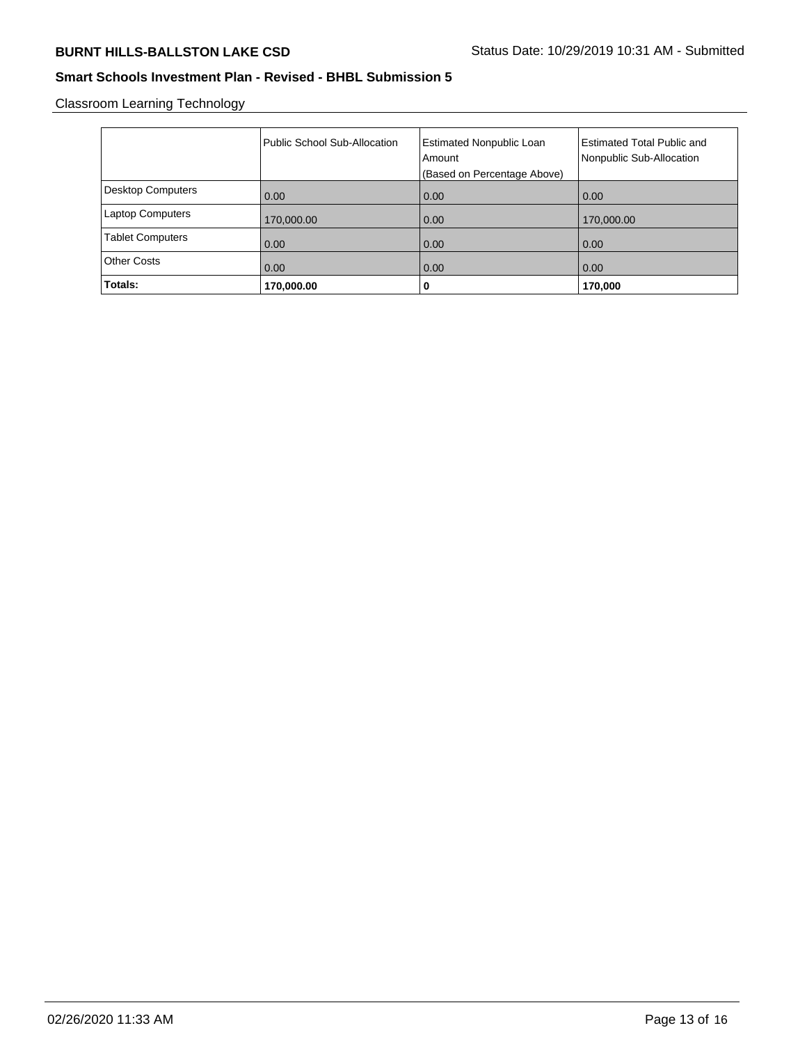Classroom Learning Technology

| | Public School Sub-Allocation | Estimated Nonpublic Loan Amount (Based on Percentage Above) | Estimated Total Public and Nonpublic Sub-Allocation |
|---|---|---|---|
| Desktop Computers | 0.00 | 0.00 | 0.00 |
| Laptop Computers | 170,000.00 | 0.00 | 170,000.00 |
| Tablet Computers | 0.00 | 0.00 | 0.00 |
| Other Costs | 0.00 | 0.00 | 0.00 |
| **Totals:** | **170,000.00** | **0** | **170,000** |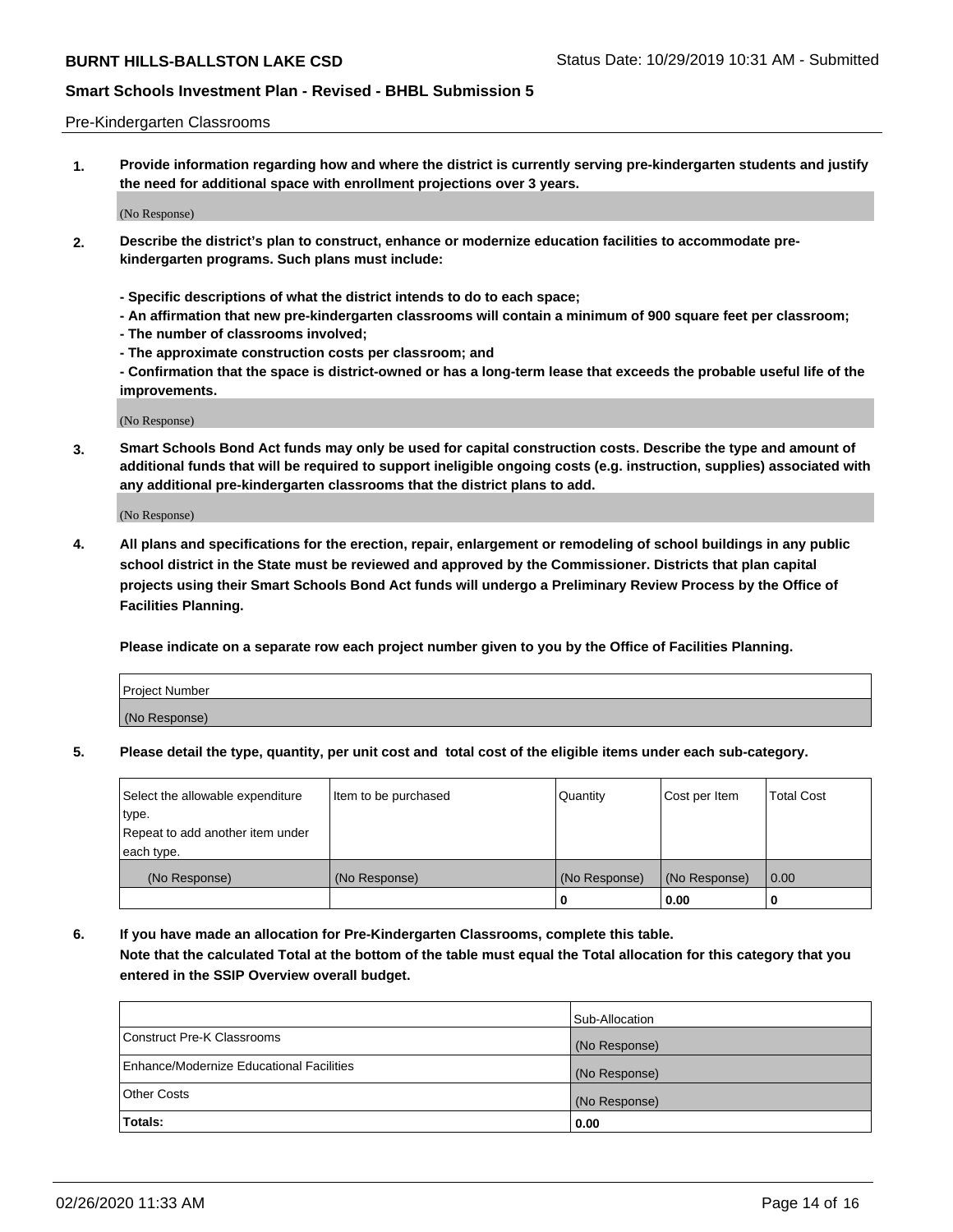Pre-Kindergarten Classrooms

**1. Provide information regarding how and where the district is currently serving pre-kindergarten students and justify the need for additional space with enrollment projections over 3 years.**

(No Response)

**2. Describe the district's plan to construct, enhance or modernize education facilities to accommodate pre-kindergarten programs. Such plans must include:**

**- Specific descriptions of what the district intends to do to each space;**
**- An affirmation that new pre-kindergarten classrooms will contain a minimum of 900 square feet per classroom;**
**- The number of classrooms involved;**
**- The approximate construction costs per classroom; and**
**- Confirmation that the space is district-owned or has a long-term lease that exceeds the probable useful life of the improvements.**

(No Response)

**3. Smart Schools Bond Act funds may only be used for capital construction costs. Describe the type and amount of additional funds that will be required to support ineligible ongoing costs (e.g. instruction, supplies) associated with any additional pre-kindergarten classrooms that the district plans to add.**

(No Response)

**4. All plans and specifications for the erection, repair, enlargement or remodeling of school buildings in any public school district in the State must be reviewed and approved by the Commissioner. Districts that plan capital projects using their Smart Schools Bond Act funds will undergo a Preliminary Review Process by the Office of Facilities Planning.**

**Please indicate on a separate row each project number given to you by the Office of Facilities Planning.**

| Project Number |
|---|
| (No Response) |

**5. Please detail the type, quantity, per unit cost and total cost of the eligible items under each sub-category.**

| Select the allowable expenditure type. Repeat to add another item under each type. | Item to be purchased | Quantity | Cost per Item | Total Cost |
|---|---|---|---|---|
| (No Response) | (No Response) | (No Response) | (No Response) | 0.00 |
| | | 0 | 0.00 | 0 |

**6. If you have made an allocation for Pre-Kindergarten Classrooms, complete this table.**
**Note that the calculated Total at the bottom of the table must equal the Total allocation for this category that you entered in the SSIP Overview overall budget.**

| | Sub-Allocation |
|---|---|
| Construct Pre-K Classrooms | (No Response) |
| Enhance/Modernize Educational Facilities | (No Response) |
| Other Costs | (No Response) |
| **Totals:** | **0.00** |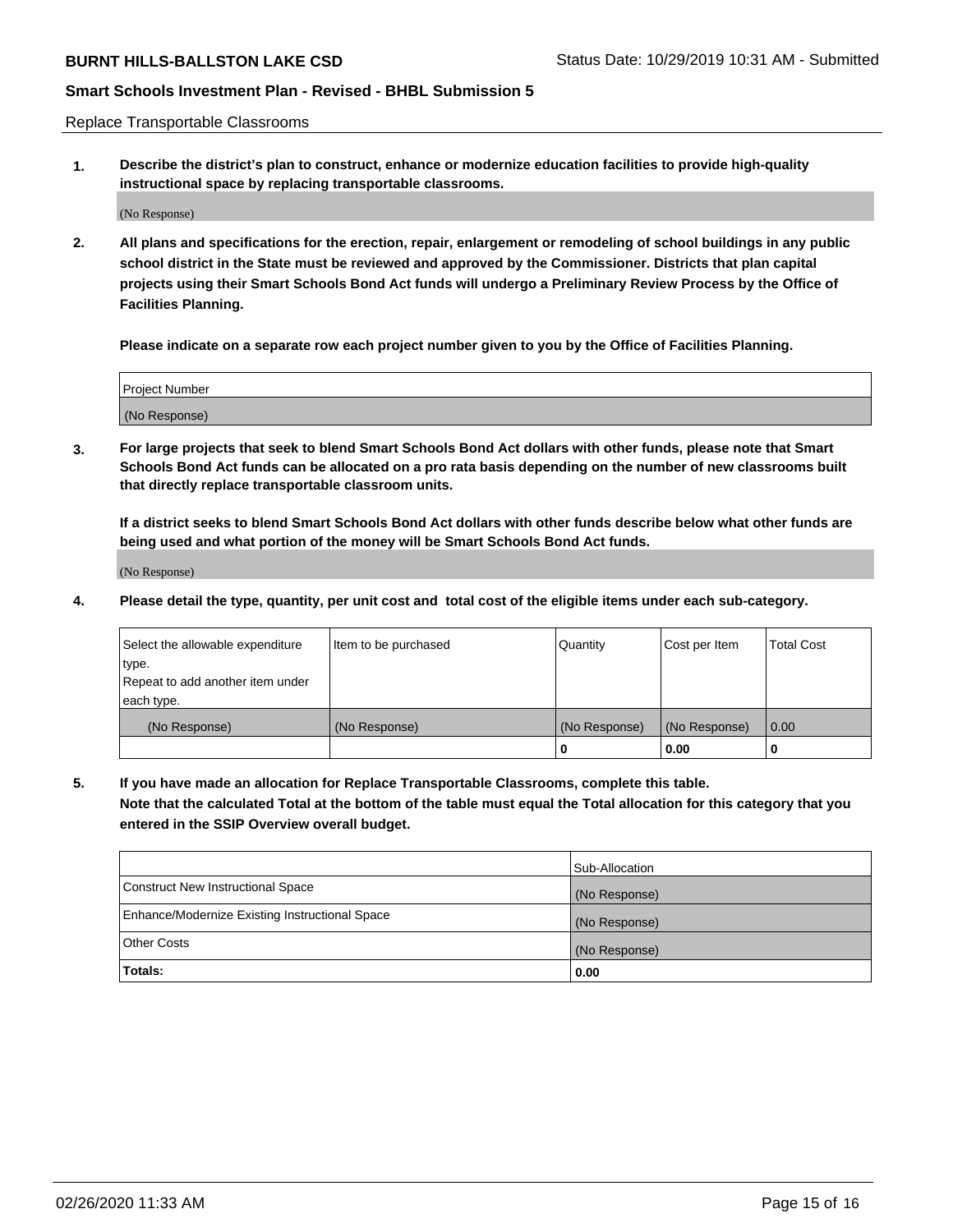Replace Transportable Classrooms

**1. Describe the district's plan to construct, enhance or modernize education facilities to provide high-quality instructional space by replacing transportable classrooms.**

(No Response)

**2. All plans and specifications for the erection, repair, enlargement or remodeling of school buildings in any public school district in the State must be reviewed and approved by the Commissioner. Districts that plan capital projects using their Smart Schools Bond Act funds will undergo a Preliminary Review Process by the Office of Facilities Planning.**

**Please indicate on a separate row each project number given to you by the Office of Facilities Planning.**

| Project Number |
| --- |
| (No Response) |

**3. For large projects that seek to blend Smart Schools Bond Act dollars with other funds, please note that Smart Schools Bond Act funds can be allocated on a pro rata basis depending on the number of new classrooms built that directly replace transportable classroom units.**

**If a district seeks to blend Smart Schools Bond Act dollars with other funds describe below what other funds are being used and what portion of the money will be Smart Schools Bond Act funds.**

(No Response)

**4. Please detail the type, quantity, per unit cost and total cost of the eligible items under each sub-category.**

| Select the allowable expenditure type. Repeat to add another item under each type. | Item to be purchased | Quantity | Cost per Item | Total Cost |
| --- | --- | --- | --- | --- |
| (No Response) | (No Response) | (No Response) | (No Response) | 0.00 |
| | | 0 | 0.00 | 0 |

**5. If you have made an allocation for Replace Transportable Classrooms, complete this table. Note that the calculated Total at the bottom of the table must equal the Total allocation for this category that you entered in the SSIP Overview overall budget.**

| | Sub-Allocation |
| --- | --- |
| Construct New Instructional Space | (No Response) |
| Enhance/Modernize Existing Instructional Space | (No Response) |
| Other Costs | (No Response) |
| **Totals:** | **0.00** |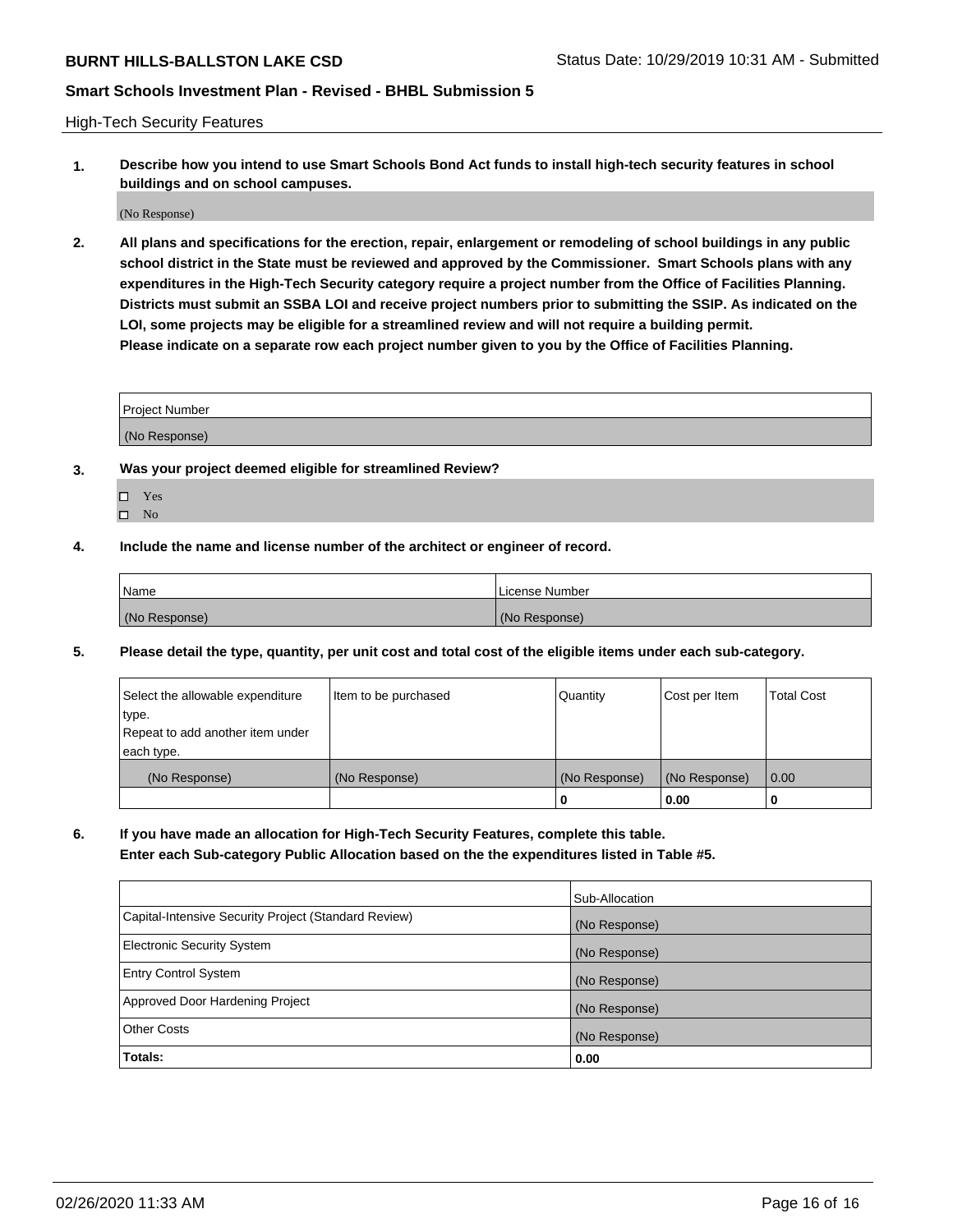High-Tech Security Features

**1. Describe how you intend to use Smart Schools Bond Act funds to install high-tech security features in school buildings and on school campuses.**

(No Response)

**2. All plans and specifications for the erection, repair, enlargement or remodeling of school buildings in any public school district in the State must be reviewed and approved by the Commissioner. Smart Schools plans with any expenditures in the High-Tech Security category require a project number from the Office of Facilities Planning. Districts must submit an SSBA LOI and receive project numbers prior to submitting the SSIP. As indicated on the LOI, some projects may be eligible for a streamlined review and will not require a building permit. Please indicate on a separate row each project number given to you by the Office of Facilities Planning.**

| Project Number |
| --- |
| (No Response) |

**3. Was your project deemed eligible for streamlined Review?**

- ☐ Yes
- ☐ No

**4. Include the name and license number of the architect or engineer of record.**

| Name | License Number |
| --- | --- |
| (No Response) | (No Response) |

**5. Please detail the type, quantity, per unit cost and total cost of the eligible items under each sub-category.**

| Select the allowable expenditure type. Repeat to add another item under each type. | Item to be purchased | Quantity | Cost per Item | Total Cost |
| --- | --- | --- | --- | --- |
| (No Response) | (No Response) | (No Response) | (No Response) | 0.00 |
| | | 0 | 0.00 | 0 |

**6. If you have made an allocation for High-Tech Security Features, complete this table. Enter each Sub-category Public Allocation based on the the expenditures listed in Table #5.**

| | Sub-Allocation |
| --- | --- |
| Capital-Intensive Security Project (Standard Review) | (No Response) |
| Electronic Security System | (No Response) |
| Entry Control System | (No Response) |
| Approved Door Hardening Project | (No Response) |
| Other Costs | (No Response) |
| **Totals:** | **0.00** |